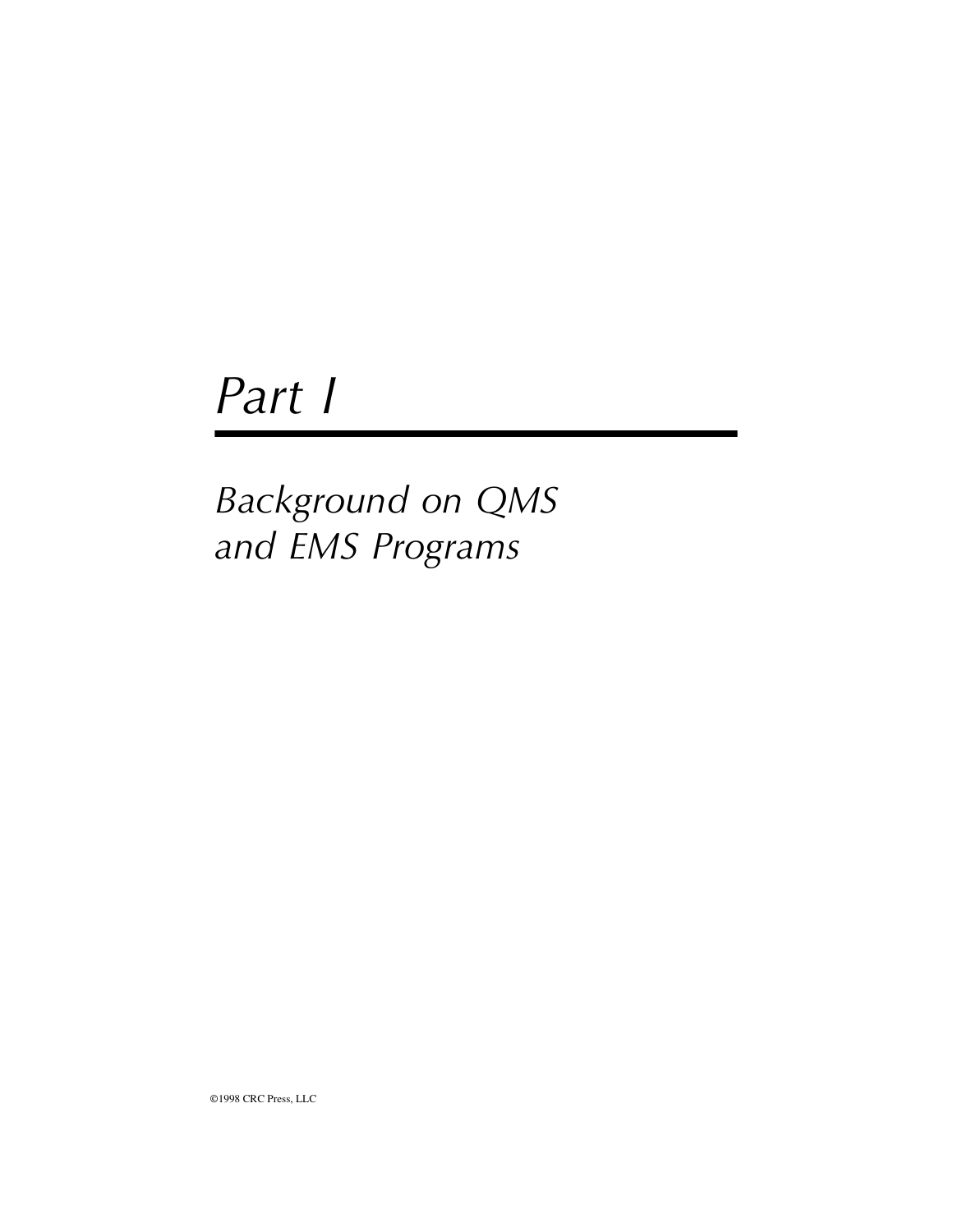# Part I

## Background on QMS and EMS Programs

©1998 CRC Press, LLC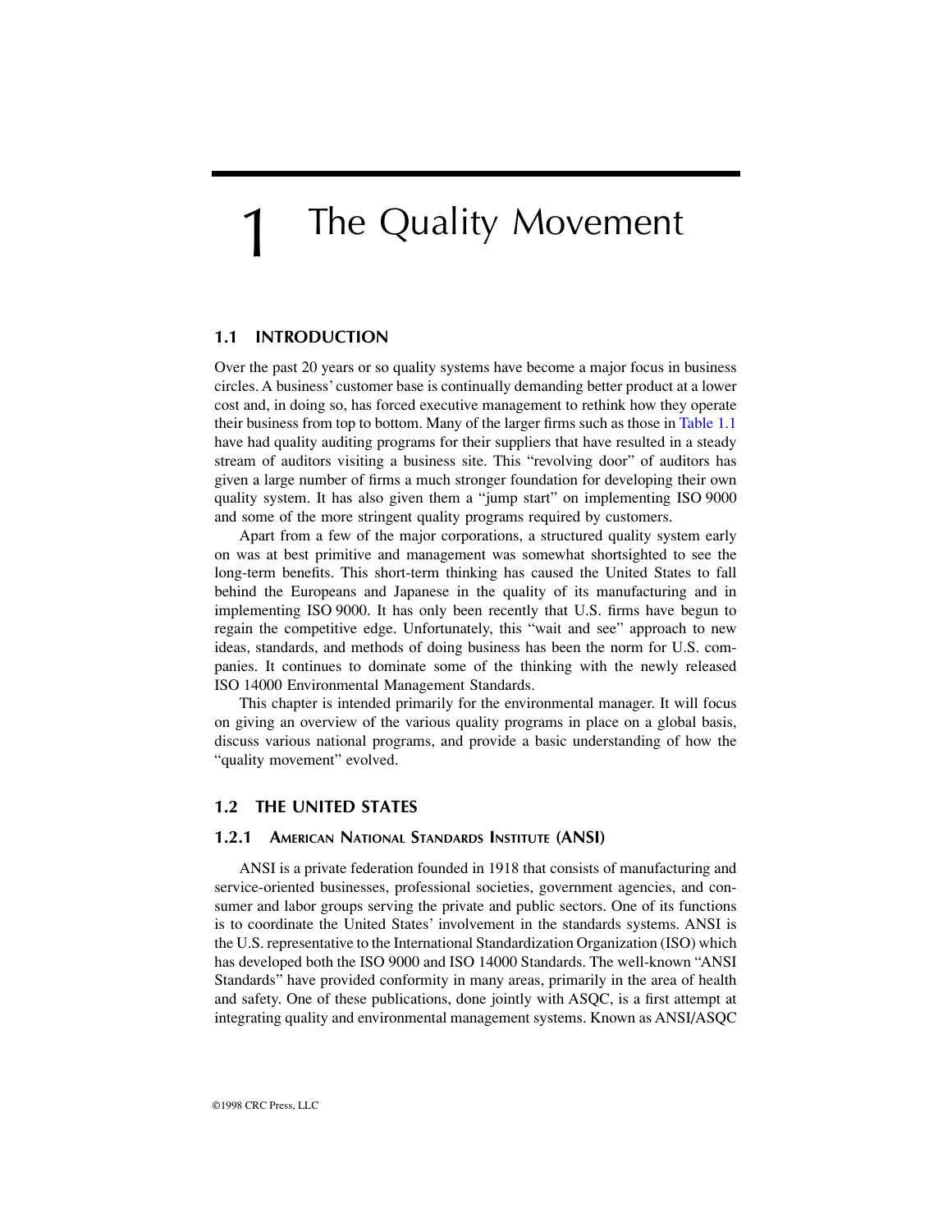# 1 The Quality Movement

## 1.1 INTRODUCTION

Over the past 20 years or so quality systems have become a major focus in business circles. A business' customer base is continually demanding better product at a lower cost and, in doing so, has forced executive management to rethink how they operate their business from top to bottom. Many of the larger firms such as those in Table 1.1 have had quality auditing programs for their suppliers that have resulted in a steady stream of auditors visiting a business site. This "revolving door" of auditors has given a large number of firms a much stronger foundation for developing their own quality system. It has also given them a "jump start" on implementing ISO 9000 and some of the more stringent quality programs required by customers.

Apart from a few of the major corporations, a structured quality system early on was at best primitive and management was somewhat shortsighted to see the long-term benefits. This short-term thinking has caused the United States to fall behind the Europeans and Japanese in the quality of its manufacturing and in implementing ISO 9000. It has only been recently that U.S. firms have begun to regain the competitive edge. Unfortunately, this "wait and see" approach to new ideas, standards, and methods of doing business has been the norm for U.S. companies. It continues to dominate some of the thinking with the newly released ISO 14000 Environmental Management Standards.

This chapter is intended primarily for the environmental manager. It will focus on giving an overview of the various quality programs in place on a global basis, discuss various national programs, and provide a basic understanding of how the "quality movement" evolved.

## 1.2 THE UNITED STATES

### 1.2.1 American National Standards Institute (ANSI)

ANSI is a private federation founded in 1918 that consists of manufacturing and service-oriented businesses, professional societies, government agencies, and consumer and labor groups serving the private and public sectors. One of its functions is to coordinate the United States' involvement in the standards systems. ANSI is the U.S. representative to the International Standardization Organization (ISO) which has developed both the ISO 9000 and ISO 14000 Standards. The well-known "ANSI Standards" have provided conformity in many areas, primarily in the area of health and safety. One of these publications, done jointly with ASQC, is a first attempt at integrating quality and environmental management systems. Known as ANSI/ASQC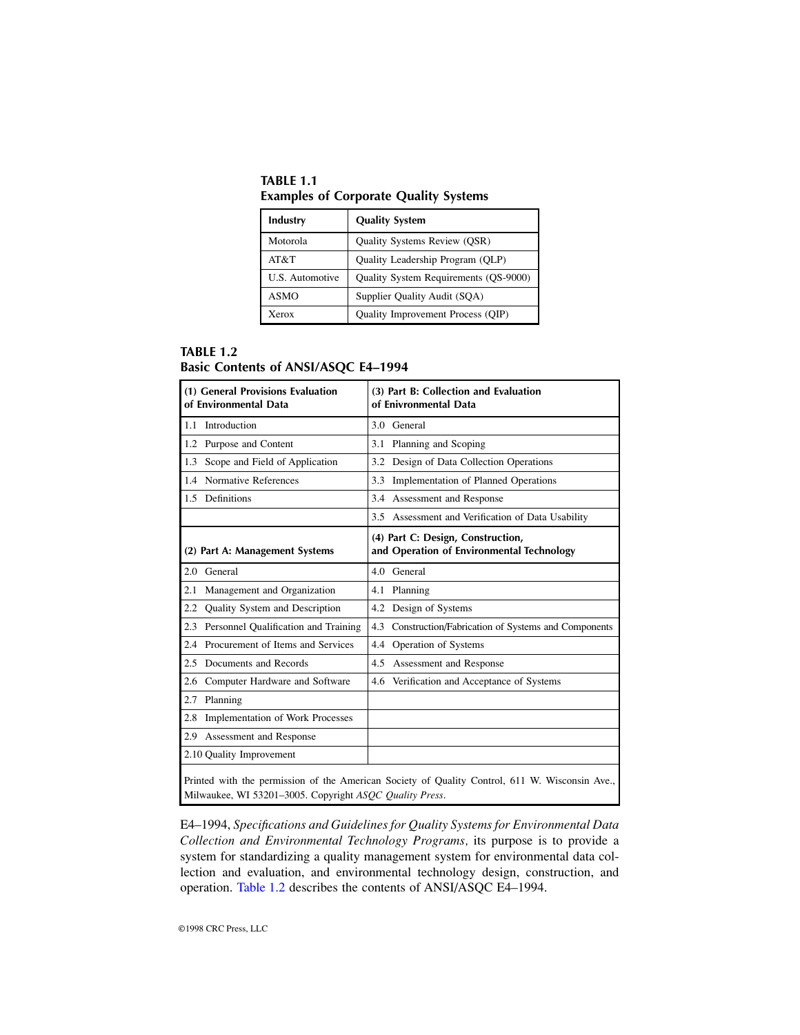**TABLE 1.1**
**Examples of Corporate Quality Systems**

| Industry | Quality System |
|---|---|
| Motorola | Quality Systems Review (QSR) |
| AT&T | Quality Leadership Program (QLP) |
| U.S. Automotive | Quality System Requirements (QS-9000) |
| ASMO | Supplier Quality Audit (SQA) |
| Xerox | Quality Improvement Process (QIP) |

**TABLE 1.2**
**Basic Contents of ANSI/ASQC E4–1994**

| (1) General Provisions Evaluation of Environmental Data | (3) Part B: Collection and Evaluation of Enivronmental Data |
|---|---|
| 1.1 Introduction | 3.0 General |
| 1.2 Purpose and Content | 3.1 Planning and Scoping |
| 1.3 Scope and Field of Application | 3.2 Design of Data Collection Operations |
| 1.4 Normative References | 3.3 Implementation of Planned Operations |
| 1.5 Definitions | 3.4 Assessment and Response |
| | 3.5 Assessment and Verification of Data Usability |
| **(2) Part A: Management Systems** | **(4) Part C: Design, Construction, and Operation of Environmental Technology** |
| 2.0 General | 4.0 General |
| 2.1 Management and Organization | 4.1 Planning |
| 2.2 Quality System and Description | 4.2 Design of Systems |
| 2.3 Personnel Qualification and Training | 4.3 Construction/Fabrication of Systems and Components |
| 2.4 Procurement of Items and Services | 4.4 Operation of Systems |
| 2.5 Documents and Records | 4.5 Assessment and Response |
| 2.6 Computer Hardware and Software | 4.6 Verification and Acceptance of Systems |
| 2.7 Planning | |
| 2.8 Implementation of Work Processes | |
| 2.9 Assessment and Response | |
| 2.10 Quality Improvement | |

Printed with the permission of the American Society of Quality Control, 611 W. Wisconsin Ave., Milwaukee, WI 53201–3005. Copyright *ASQC Quality Press*.

E4–1994, *Specifications and Guidelines for Quality Systems for Environmental Data Collection and Environmental Technology Programs,* its purpose is to provide a system for standardizing a quality management system for environmental data collection and evaluation, and environmental technology design, construction, and operation. Table 1.2 describes the contents of ANSI/ASQC E4–1994.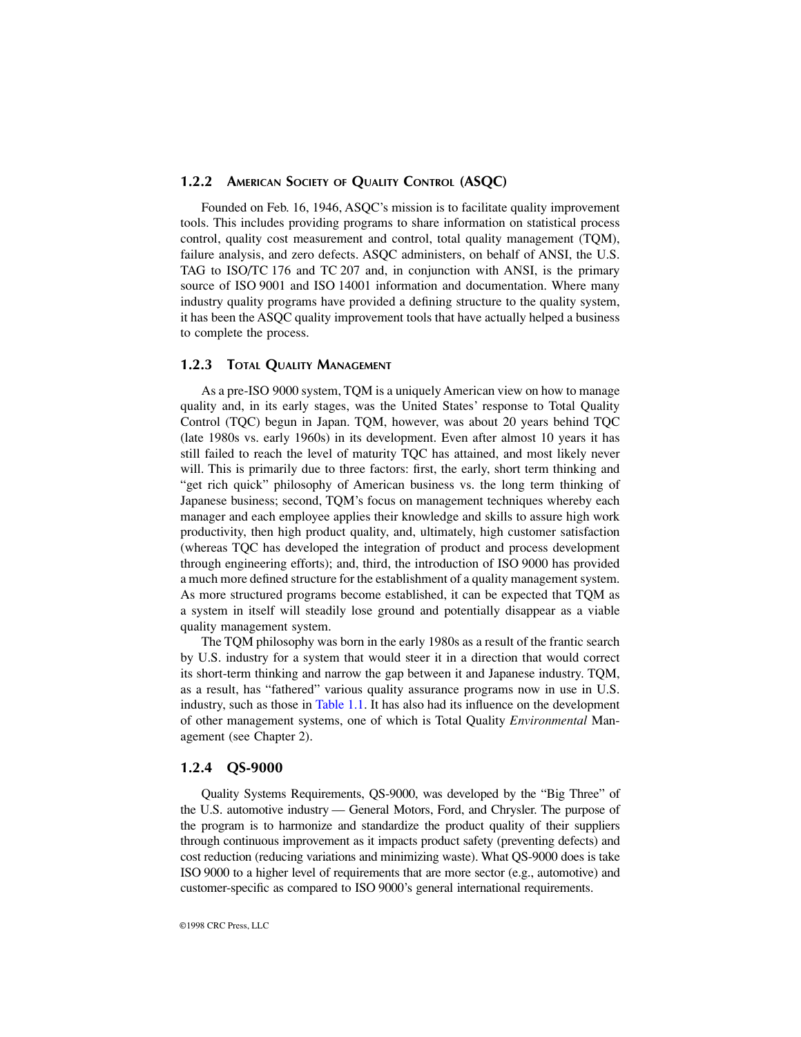### 1.2.2 AMERICAN SOCIETY OF QUALITY CONTROL (ASQC)

Founded on Feb. 16, 1946, ASQC's mission is to facilitate quality improvement tools. This includes providing programs to share information on statistical process control, quality cost measurement and control, total quality management (TQM), failure analysis, and zero defects. ASQC administers, on behalf of ANSI, the U.S. TAG to ISO/TC 176 and TC 207 and, in conjunction with ANSI, is the primary source of ISO 9001 and ISO 14001 information and documentation. Where many industry quality programs have provided a defining structure to the quality system, it has been the ASQC quality improvement tools that have actually helped a business to complete the process.

### 1.2.3 TOTAL QUALITY MANAGEMENT

As a pre-ISO 9000 system, TQM is a uniquely American view on how to manage quality and, in its early stages, was the United States' response to Total Quality Control (TQC) begun in Japan. TQM, however, was about 20 years behind TQC (late 1980s vs. early 1960s) in its development. Even after almost 10 years it has still failed to reach the level of maturity TQC has attained, and most likely never will. This is primarily due to three factors: first, the early, short term thinking and "get rich quick" philosophy of American business vs. the long term thinking of Japanese business; second, TQM's focus on management techniques whereby each manager and each employee applies their knowledge and skills to assure high work productivity, then high product quality, and, ultimately, high customer satisfaction (whereas TQC has developed the integration of product and process development through engineering efforts); and, third, the introduction of ISO 9000 has provided a much more defined structure for the establishment of a quality management system. As more structured programs become established, it can be expected that TQM as a system in itself will steadily lose ground and potentially disappear as a viable quality management system.

The TQM philosophy was born in the early 1980s as a result of the frantic search by U.S. industry for a system that would steer it in a direction that would correct its short-term thinking and narrow the gap between it and Japanese industry. TQM, as a result, has "fathered" various quality assurance programs now in use in U.S. industry, such as those in Table 1.1. It has also had its influence on the development of other management systems, one of which is Total Quality *Environmental* Management (see Chapter 2).

### 1.2.4 QS-9000

Quality Systems Requirements, QS-9000, was developed by the "Big Three" of the U.S. automotive industry — General Motors, Ford, and Chrysler. The purpose of the program is to harmonize and standardize the product quality of their suppliers through continuous improvement as it impacts product safety (preventing defects) and cost reduction (reducing variations and minimizing waste). What QS-9000 does is take ISO 9000 to a higher level of requirements that are more sector (e.g., automotive) and customer-specific as compared to ISO 9000's general international requirements.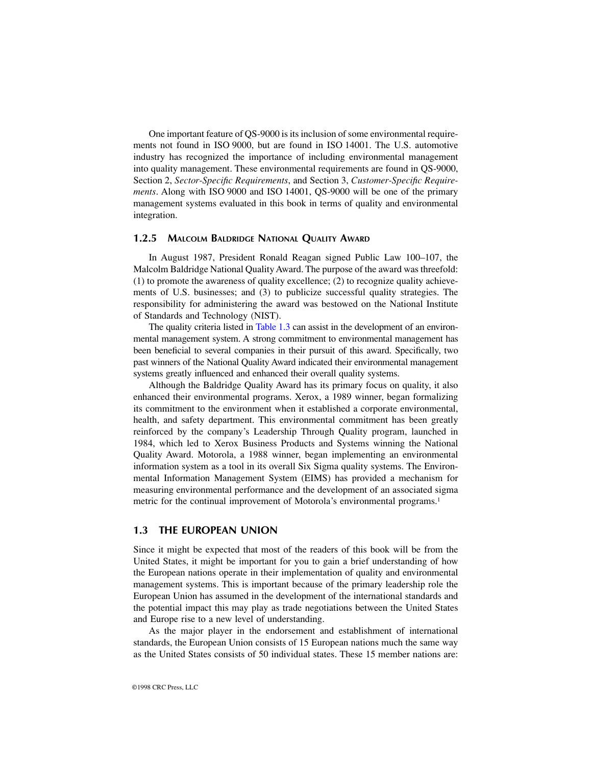One important feature of QS-9000 is its inclusion of some environmental requirements not found in ISO 9000, but are found in ISO 14001. The U.S. automotive industry has recognized the importance of including environmental management into quality management. These environmental requirements are found in QS-9000, Section 2, *Sector-Specific Requirements*, and Section 3, *Customer-Specific Requirements*. Along with ISO 9000 and ISO 14001, QS-9000 will be one of the primary management systems evaluated in this book in terms of quality and environmental integration.

### 1.2.5 Malcolm Baldridge National Quality Award

In August 1987, President Ronald Reagan signed Public Law 100–107, the Malcolm Baldridge National Quality Award. The purpose of the award was threefold: (1) to promote the awareness of quality excellence; (2) to recognize quality achievements of U.S. businesses; and (3) to publicize successful quality strategies. The responsibility for administering the award was bestowed on the National Institute of Standards and Technology (NIST).

The quality criteria listed in Table 1.3 can assist in the development of an environmental management system. A strong commitment to environmental management has been beneficial to several companies in their pursuit of this award. Specifically, two past winners of the National Quality Award indicated their environmental management systems greatly influenced and enhanced their overall quality systems.

Although the Baldridge Quality Award has its primary focus on quality, it also enhanced their environmental programs. Xerox, a 1989 winner, began formalizing its commitment to the environment when it established a corporate environmental, health, and safety department. This environmental commitment has been greatly reinforced by the company's Leadership Through Quality program, launched in 1984, which led to Xerox Business Products and Systems winning the National Quality Award. Motorola, a 1988 winner, began implementing an environmental information system as a tool in its overall Six Sigma quality systems. The Environmental Information Management System (EIMS) has provided a mechanism for measuring environmental performance and the development of an associated sigma metric for the continual improvement of Motorola's environmental programs.[1]

## 1.3 THE EUROPEAN UNION

Since it might be expected that most of the readers of this book will be from the United States, it might be important for you to gain a brief understanding of how the European nations operate in their implementation of quality and environmental management systems. This is important because of the primary leadership role the European Union has assumed in the development of the international standards and the potential impact this may play as trade negotiations between the United States and Europe rise to a new level of understanding.

As the major player in the endorsement and establishment of international standards, the European Union consists of 15 European nations much the same way as the United States consists of 50 individual states. These 15 member nations are: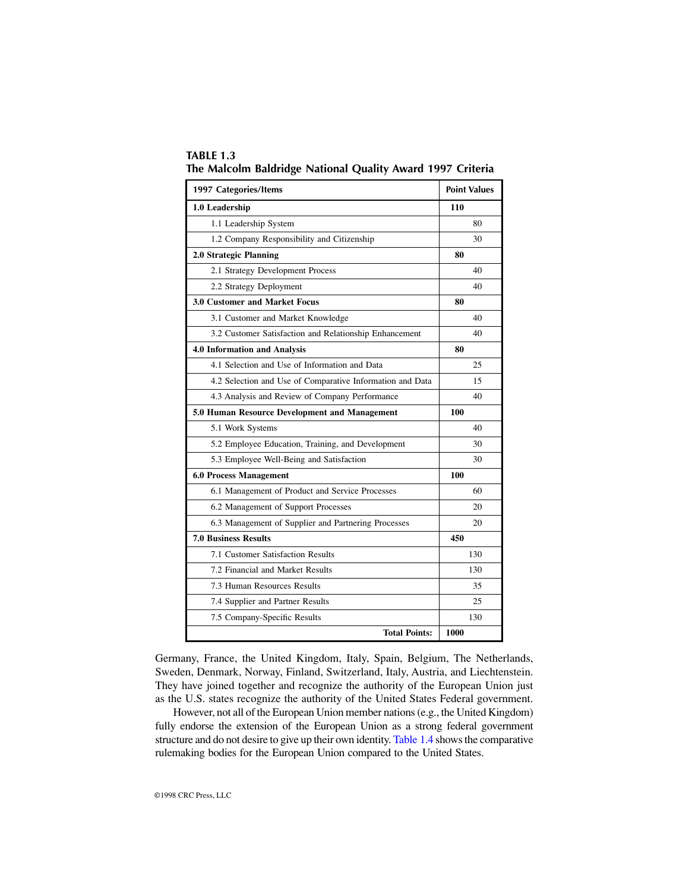**TABLE 1.3**
**The Malcolm Baldridge National Quality Award 1997 Criteria**

| 1997 Categories/Items | Point Values |
|---|---|
| **1.0 Leadership** | **110** |
| 1.1 Leadership System | 80 |
| 1.2 Company Responsibility and Citizenship | 30 |
| **2.0 Strategic Planning** | **80** |
| 2.1 Strategy Development Process | 40 |
| 2.2 Strategy Deployment | 40 |
| **3.0 Customer and Market Focus** | **80** |
| 3.1 Customer and Market Knowledge | 40 |
| 3.2 Customer Satisfaction and Relationship Enhancement | 40 |
| **4.0 Information and Analysis** | **80** |
| 4.1 Selection and Use of Information and Data | 25 |
| 4.2 Selection and Use of Comparative Information and Data | 15 |
| 4.3 Analysis and Review of Company Performance | 40 |
| **5.0 Human Resource Development and Management** | **100** |
| 5.1 Work Systems | 40 |
| 5.2 Employee Education, Training, and Development | 30 |
| 5.3 Employee Well-Being and Satisfaction | 30 |
| **6.0 Process Management** | **100** |
| 6.1 Management of Product and Service Processes | 60 |
| 6.2 Management of Support Processes | 20 |
| 6.3 Management of Supplier and Partnering Processes | 20 |
| **7.0 Business Results** | **450** |
| 7.1 Customer Satisfaction Results | 130 |
| 7.2 Financial and Market Results | 130 |
| 7.3 Human Resources Results | 35 |
| 7.4 Supplier and Partner Results | 25 |
| 7.5 Company-Specific Results | 130 |
| **Total Points:** | **1000** |

Germany, France, the United Kingdom, Italy, Spain, Belgium, The Netherlands, Sweden, Denmark, Norway, Finland, Switzerland, Italy, Austria, and Liechtenstein. They have joined together and recognize the authority of the European Union just as the U.S. states recognize the authority of the United States Federal government.

However, not all of the European Union member nations (e.g., the United Kingdom) fully endorse the extension of the European Union as a strong federal government structure and do not desire to give up their own identity. Table 1.4 shows the comparative rulemaking bodies for the European Union compared to the United States.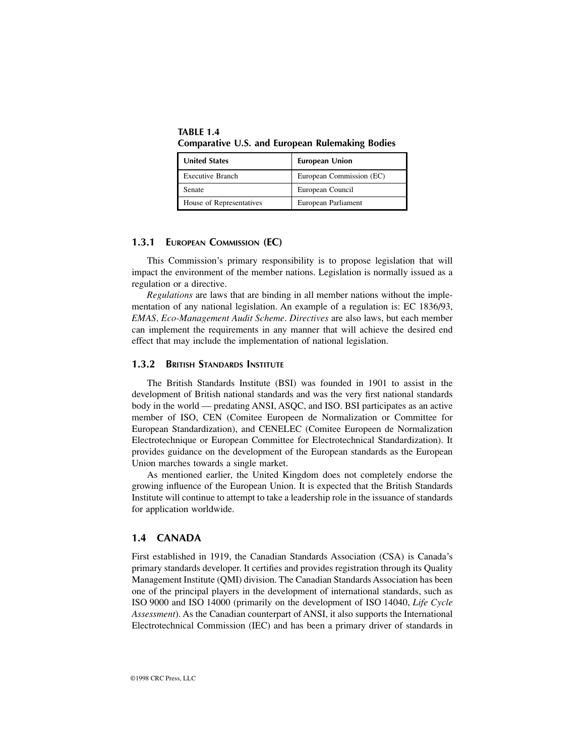**TABLE 1.4**
**Comparative U.S. and European Rulemaking Bodies**

| United States | European Union |
|---|---|
| Executive Branch | European Commission (EC) |
| Senate | European Council |
| House of Representatives | European Parliament |

### 1.3.1 European Commission (EC)

This Commission's primary responsibility is to propose legislation that will impact the environment of the member nations. Legislation is normally issued as a regulation or a directive.

*Regulations* are laws that are binding in all member nations without the implementation of any national legislation. An example of a regulation is: EC 1836/93, *EMAS, Eco-Management Audit Scheme*. *Directives* are also laws, but each member can implement the requirements in any manner that will achieve the desired end effect that may include the implementation of national legislation.

### 1.3.2 British Standards Institute

The British Standards Institute (BSI) was founded in 1901 to assist in the development of British national standards and was the very first national standards body in the world — predating ANSI, ASQC, and ISO. BSI participates as an active member of ISO, CEN (Comitee Europeen de Normalization or Committee for European Standardization), and CENELEC (Comitee Europeen de Normalization Electrotechnique or European Committee for Electrotechnical Standardization). It provides guidance on the development of the European standards as the European Union marches towards a single market.

As mentioned earlier, the United Kingdom does not completely endorse the growing influence of the European Union. It is expected that the British Standards Institute will continue to attempt to take a leadership role in the issuance of standards for application worldwide.

## 1.4 CANADA

First established in 1919, the Canadian Standards Association (CSA) is Canada's primary standards developer. It certifies and provides registration through its Quality Management Institute (QMI) division. The Canadian Standards Association has been one of the principal players in the development of international standards, such as ISO 9000 and ISO 14000 (primarily on the development of ISO 14040, *Life Cycle Assessment*). As the Canadian counterpart of ANSI, it also supports the International Electrotechnical Commission (IEC) and has been a primary driver of standards in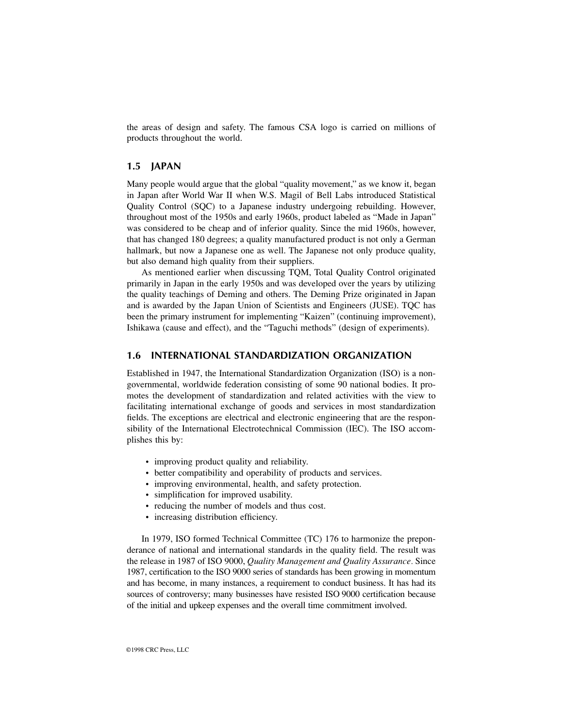the areas of design and safety. The famous CSA logo is carried on millions of products throughout the world.

## 1.5 JAPAN

Many people would argue that the global "quality movement," as we know it, began in Japan after World War II when W.S. Magil of Bell Labs introduced Statistical Quality Control (SQC) to a Japanese industry undergoing rebuilding. However, throughout most of the 1950s and early 1960s, product labeled as "Made in Japan" was considered to be cheap and of inferior quality. Since the mid 1960s, however, that has changed 180 degrees; a quality manufactured product is not only a German hallmark, but now a Japanese one as well. The Japanese not only produce quality, but also demand high quality from their suppliers.

As mentioned earlier when discussing TQM, Total Quality Control originated primarily in Japan in the early 1950s and was developed over the years by utilizing the quality teachings of Deming and others. The Deming Prize originated in Japan and is awarded by the Japan Union of Scientists and Engineers (JUSE). TQC has been the primary instrument for implementing "Kaizen" (continuing improvement), Ishikawa (cause and effect), and the "Taguchi methods" (design of experiments).

## 1.6 INTERNATIONAL STANDARDIZATION ORGANIZATION

Established in 1947, the International Standardization Organization (ISO) is a non-governmental, worldwide federation consisting of some 90 national bodies. It promotes the development of standardization and related activities with the view to facilitating international exchange of goods and services in most standardization fields. The exceptions are electrical and electronic engineering that are the responsibility of the International Electrotechnical Commission (IEC). The ISO accomplishes this by:

- improving product quality and reliability.
- better compatibility and operability of products and services.
- improving environmental, health, and safety protection.
- simplification for improved usability.
- reducing the number of models and thus cost.
- increasing distribution efficiency.

In 1979, ISO formed Technical Committee (TC) 176 to harmonize the preponderance of national and international standards in the quality field. The result was the release in 1987 of ISO 9000, *Quality Management and Quality Assurance*. Since 1987, certification to the ISO 9000 series of standards has been growing in momentum and has become, in many instances, a requirement to conduct business. It has had its sources of controversy; many businesses have resisted ISO 9000 certification because of the initial and upkeep expenses and the overall time commitment involved.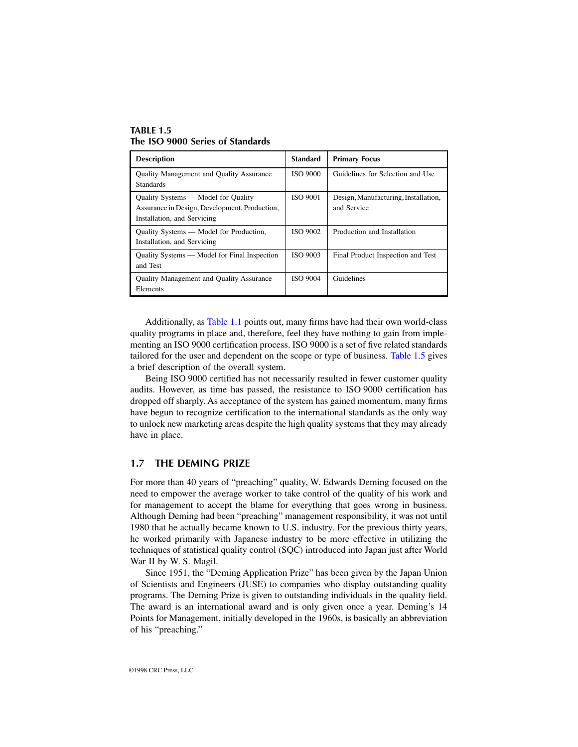**TABLE 1.5**
**The ISO 9000 Series of Standards**

| Description | Standard | Primary Focus |
|---|---|---|
| Quality Management and Quality Assurance Standards | ISO 9000 | Guidelines for Selection and Use |
| Quality Systems — Model for Quality Assurance in Design, Development, Production, Installation, and Servicing | ISO 9001 | Design, Manufacturing, Installation, and Service |
| Quality Systems — Model for Production, Installation, and Servicing | ISO 9002 | Production and Installation |
| Quality Systems — Model for Final Inspection and Test | ISO 9003 | Final Product Inspection and Test |
| Quality Management and Quality Assurance Elements | ISO 9004 | Guidelines |

Additionally, as Table 1.1 points out, many firms have had their own world-class quality programs in place and, therefore, feel they have nothing to gain from implementing an ISO 9000 certification process. ISO 9000 is a set of five related standards tailored for the user and dependent on the scope or type of business. Table 1.5 gives a brief description of the overall system.

Being ISO 9000 certified has not necessarily resulted in fewer customer quality audits. However, as time has passed, the resistance to ISO 9000 certification has dropped off sharply. As acceptance of the system has gained momentum, many firms have begun to recognize certification to the international standards as the only way to unlock new marketing areas despite the high quality systems that they may already have in place.

## 1.7 THE DEMING PRIZE

For more than 40 years of "preaching" quality, W. Edwards Deming focused on the need to empower the average worker to take control of the quality of his work and for management to accept the blame for everything that goes wrong in business. Although Deming had been "preaching" management responsibility, it was not until 1980 that he actually became known to U.S. industry. For the previous thirty years, he worked primarily with Japanese industry to be more effective in utilizing the techniques of statistical quality control (SQC) introduced into Japan just after World War II by W. S. Magil.

Since 1951, the "Deming Application Prize" has been given by the Japan Union of Scientists and Engineers (JUSE) to companies who display outstanding quality programs. The Deming Prize is given to outstanding individuals in the quality field. The award is an international award and is only given once a year. Deming's 14 Points for Management, initially developed in the 1960s, is basically an abbreviation of his "preaching."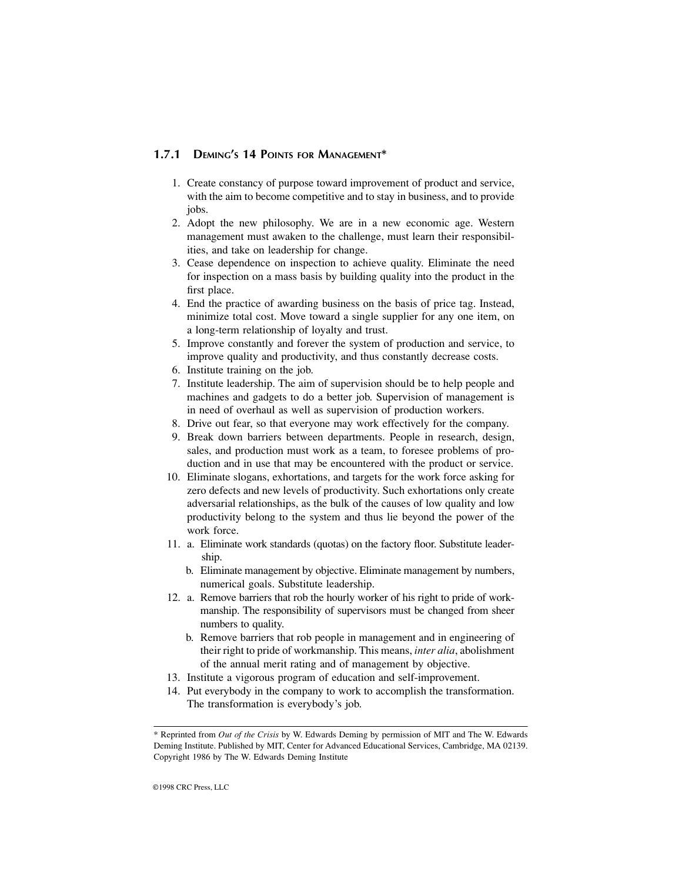### 1.7.1 DEMING'S 14 POINTS FOR MANAGEMENT*

1. Create constancy of purpose toward improvement of product and service, with the aim to become competitive and to stay in business, and to provide jobs.
2. Adopt the new philosophy. We are in a new economic age. Western management must awaken to the challenge, must learn their responsibilities, and take on leadership for change.
3. Cease dependence on inspection to achieve quality. Eliminate the need for inspection on a mass basis by building quality into the product in the first place.
4. End the practice of awarding business on the basis of price tag. Instead, minimize total cost. Move toward a single supplier for any one item, on a long-term relationship of loyalty and trust.
5. Improve constantly and forever the system of production and service, to improve quality and productivity, and thus constantly decrease costs.
6. Institute training on the job.
7. Institute leadership. The aim of supervision should be to help people and machines and gadgets to do a better job. Supervision of management is in need of overhaul as well as supervision of production workers.
8. Drive out fear, so that everyone may work effectively for the company.
9. Break down barriers between departments. People in research, design, sales, and production must work as a team, to foresee problems of production and in use that may be encountered with the product or service.
10. Eliminate slogans, exhortations, and targets for the work force asking for zero defects and new levels of productivity. Such exhortations only create adversarial relationships, as the bulk of the causes of low quality and low productivity belong to the system and thus lie beyond the power of the work force.
11. a. Eliminate work standards (quotas) on the factory floor. Substitute leadership.
    b. Eliminate management by objective. Eliminate management by numbers, numerical goals. Substitute leadership.
12. a. Remove barriers that rob the hourly worker of his right to pride of workmanship. The responsibility of supervisors must be changed from sheer numbers to quality.
    b. Remove barriers that rob people in management and in engineering of their right to pride of workmanship. This means, *inter alia*, abolishment of the annual merit rating and of management by objective.
13. Institute a vigorous program of education and self-improvement.
14. Put everybody in the company to work to accomplish the transformation. The transformation is everybody's job.

---

\* Reprinted from *Out of the Crisis* by W. Edwards Deming by permission of MIT and The W. Edwards Deming Institute. Published by MIT, Center for Advanced Educational Services, Cambridge, MA 02139. Copyright 1986 by The W. Edwards Deming Institute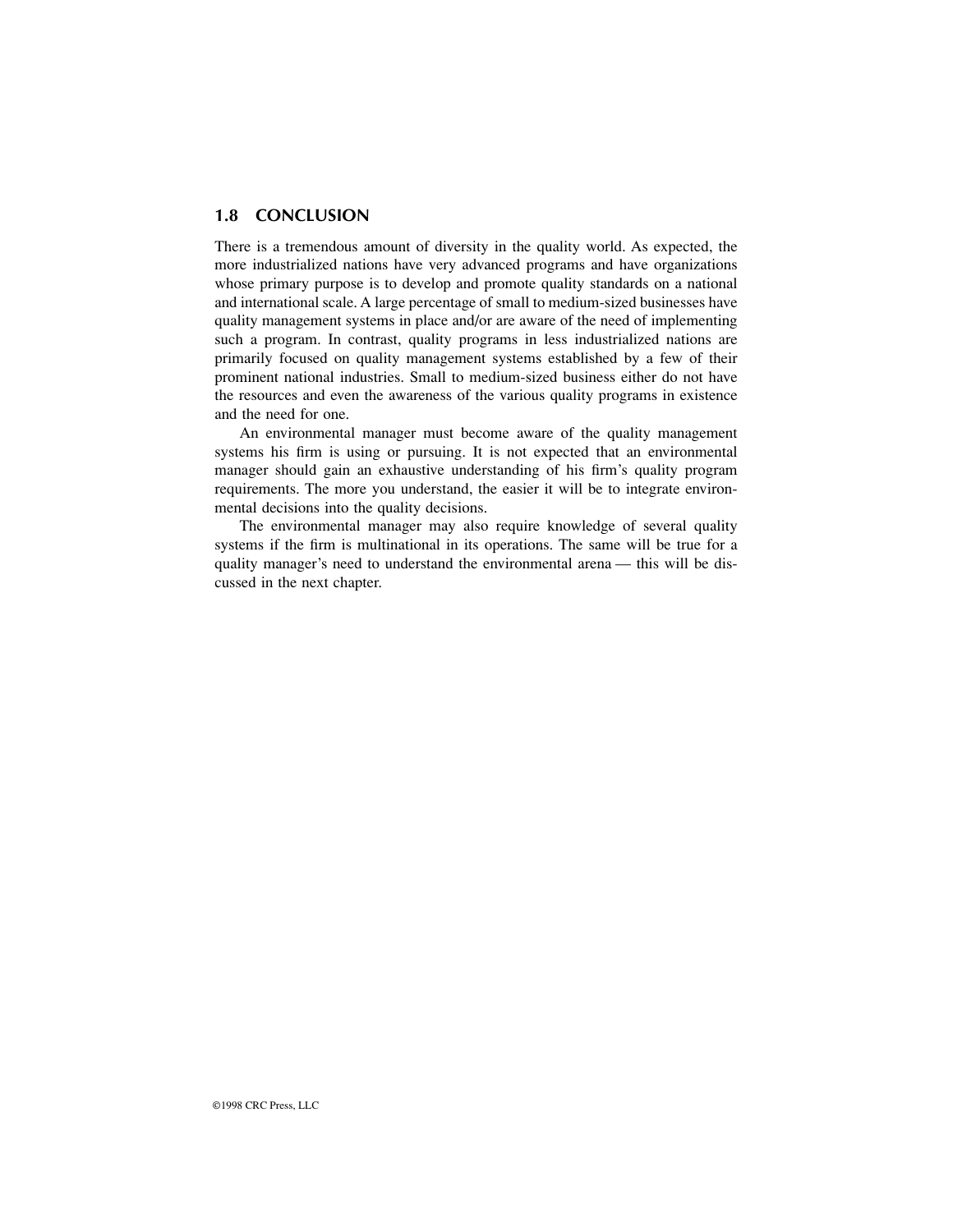## 1.8 CONCLUSION

There is a tremendous amount of diversity in the quality world. As expected, the more industrialized nations have very advanced programs and have organizations whose primary purpose is to develop and promote quality standards on a national and international scale. A large percentage of small to medium-sized businesses have quality management systems in place and/or are aware of the need of implementing such a program. In contrast, quality programs in less industrialized nations are primarily focused on quality management systems established by a few of their prominent national industries. Small to medium-sized business either do not have the resources and even the awareness of the various quality programs in existence and the need for one.

An environmental manager must become aware of the quality management systems his firm is using or pursuing. It is not expected that an environmental manager should gain an exhaustive understanding of his firm's quality program requirements. The more you understand, the easier it will be to integrate environmental decisions into the quality decisions.

The environmental manager may also require knowledge of several quality systems if the firm is multinational in its operations. The same will be true for a quality manager's need to understand the environmental arena — this will be discussed in the next chapter.